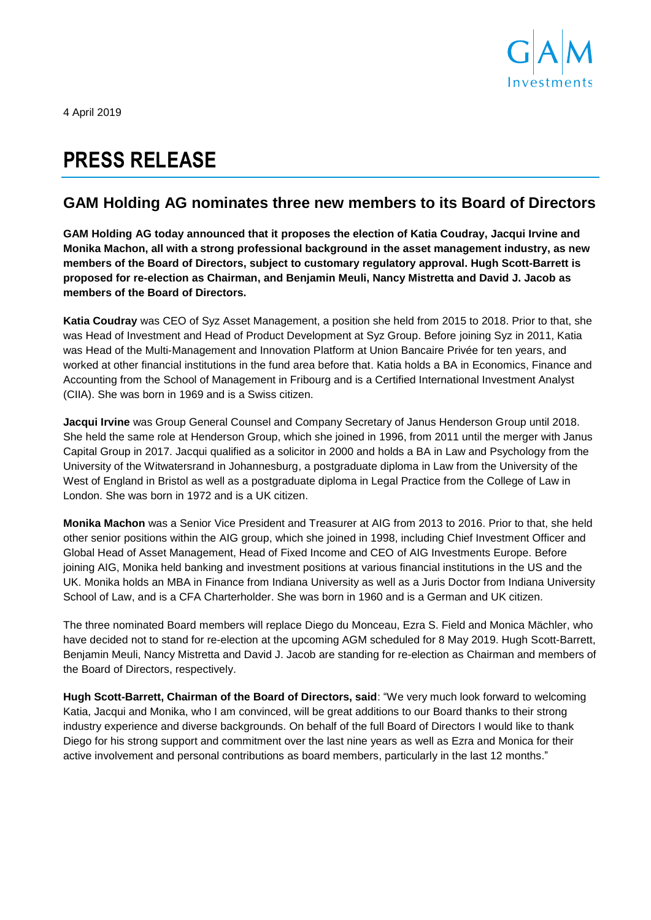4 April 2019

# PRESS RELEASE

## GAM Holding AG nominates three new members to its Board of Directors

**GAM Holding AG today announced that it proposes the election of Katia Coudray, Jacqui Irvine and Monika Machon, all with a strong professional background in the asset management industry, as new members of the Board of Directors, subject to customary regulatory approval. Hugh Scott-Barrett is proposed for re-election as Chairman, and Benjamin Meuli, Nancy Mistretta and David J. Jacob as members of the Board of Directors.**

**Katia Coudray** was CEO of Syz Asset Management, a position she held from 2015 to 2018. Prior to that, she was Head of Investment and Head of Product Development at Syz Group. Before joining Syz in 2011, Katia was Head of the Multi-Management and Innovation Platform at Union Bancaire Privée for ten years, and worked at other financial institutions in the fund area before that. Katia holds a BA in Economics, Finance and Accounting from the School of Management in Fribourg and is a Certified International Investment Analyst (CIIA). She was born in 1969 and is a Swiss citizen.

**Jacqui Irvine** was Group General Counsel and Company Secretary of Janus Henderson Group until 2018. She held the same role at Henderson Group, which she joined in 1996, from 2011 until the merger with Janus Capital Group in 2017. Jacqui qualified as a solicitor in 2000 and holds a BA in Law and Psychology from the University of the Witwatersrand in Johannesburg, a postgraduate diploma in Law from the University of the West of England in Bristol as well as a postgraduate diploma in Legal Practice from the College of Law in London. She was born in 1972 and is a UK citizen.

**Monika Machon** was a Senior Vice President and Treasurer at AIG from 2013 to 2016. Prior to that, she held other senior positions within the AIG group, which she joined in 1998, including Chief Investment Officer and Global Head of Asset Management, Head of Fixed Income and CEO of AIG Investments Europe. Before joining AIG, Monika held banking and investment positions at various financial institutions in the US and the UK. Monika holds an MBA in Finance from Indiana University as well as a Juris Doctor from Indiana University School of Law, and is a CFA Charterholder. She was born in 1960 and is a German and UK citizen.

The three nominated Board members will replace Diego du Monceau, Ezra S. Field and Monica Mächler, who have decided not to stand for re-election at the upcoming AGM scheduled for 8 May 2019. Hugh Scott-Barrett, Benjamin Meuli, Nancy Mistretta and David J. Jacob are standing for re-election as Chairman and members of the Board of Directors, respectively.

**Hugh Scott-Barrett, Chairman of the Board of Directors, said**: "We very much look forward to welcoming Katia, Jacqui and Monika, who I am convinced, will be great additions to our Board thanks to their strong industry experience and diverse backgrounds. On behalf of the full Board of Directors I would like to thank Diego for his strong support and commitment over the last nine years as well as Ezra and Monica for their active involvement and personal contributions as board members, particularly in the last 12 months."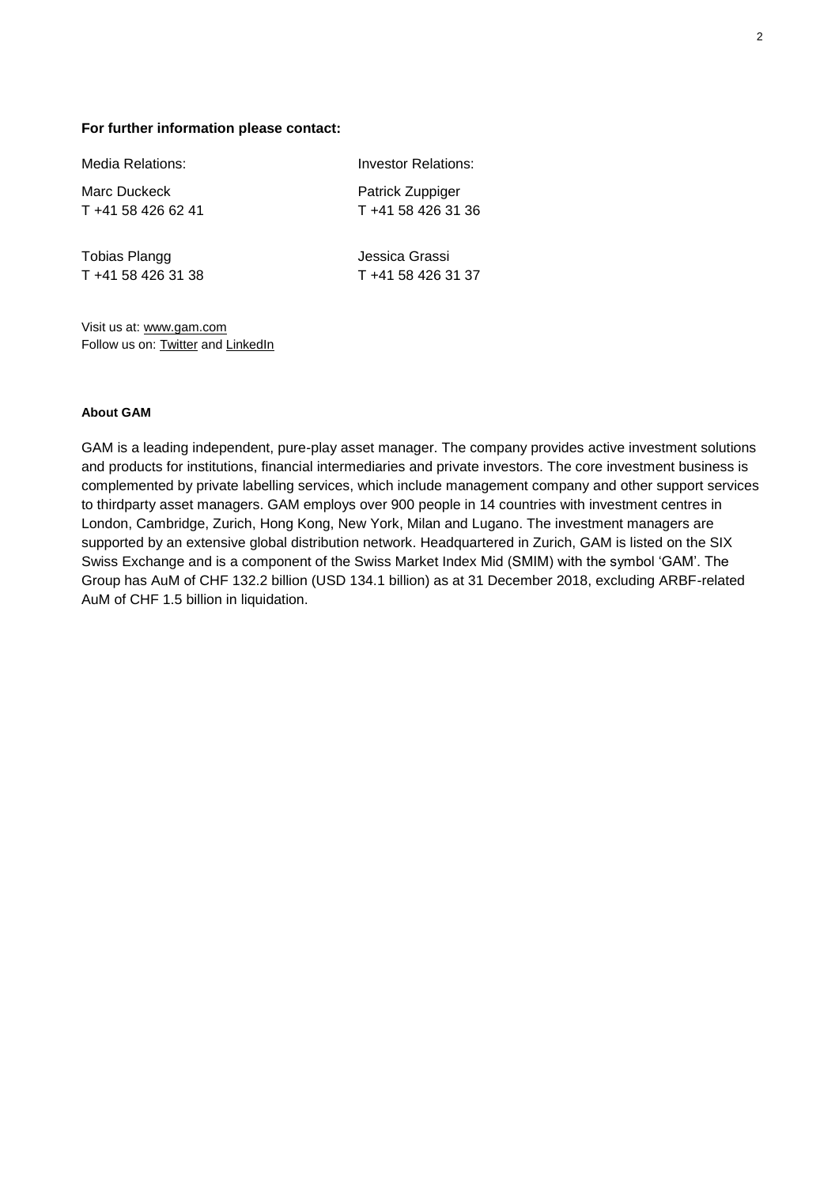**For further information please contact:**

| | |
|---|---|
| Media Relations: | Investor Relations: |
| Marc Duckeck<br>T +41 58 426 62 41 | Patrick Zuppiger<br>T +41 58 426 31 36 |
| Tobias Plangg<br>T +41 58 426 31 38 | Jessica Grassi<br>T +41 58 426 31 37 |

Visit us at: www.gam.com
Follow us on: Twitter and LinkedIn

**About GAM**

GAM is a leading independent, pure-play asset manager. The company provides active investment solutions and products for institutions, financial intermediaries and private investors. The core investment business is complemented by private labelling services, which include management company and other support services to thirdparty asset managers. GAM employs over 900 people in 14 countries with investment centres in London, Cambridge, Zurich, Hong Kong, New York, Milan and Lugano. The investment managers are supported by an extensive global distribution network. Headquartered in Zurich, GAM is listed on the SIX Swiss Exchange and is a component of the Swiss Market Index Mid (SMIM) with the symbol 'GAM'. The Group has AuM of CHF 132.2 billion (USD 134.1 billion) as at 31 December 2018, excluding ARBF-related AuM of CHF 1.5 billion in liquidation.